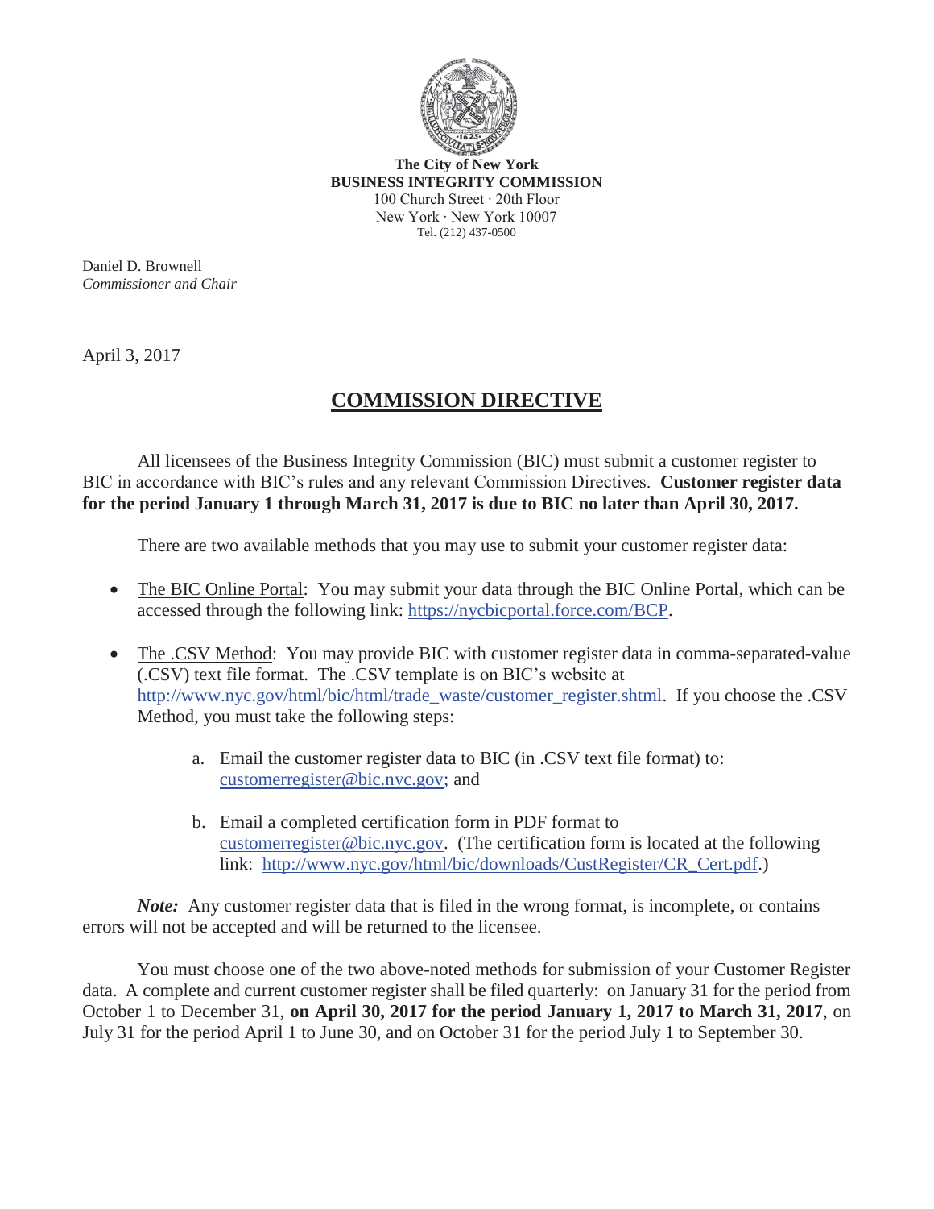**The City of New York**
**BUSINESS INTEGRITY COMMISSION**
100 Church Street · 20th Floor
New York · New York 10007
Tel. (212) 437-0500

Daniel D. Brownell
*Commissioner and Chair*

April 3, 2017

# COMMISSION DIRECTIVE

All licensees of the Business Integrity Commission (BIC) must submit a customer register to BIC in accordance with BIC's rules and any relevant Commission Directives. **Customer register data for the period January 1 through March 31, 2017 is due to BIC no later than April 30, 2017.**

There are two available methods that you may use to submit your customer register data:

- The BIC Online Portal: You may submit your data through the BIC Online Portal, which can be accessed through the following link: https://nycbicportal.force.com/BCP.
- The .CSV Method: You may provide BIC with customer register data in comma-separated-value (.CSV) text file format. The .CSV template is on BIC's website at http://www.nyc.gov/html/bic/html/trade_waste/customer_register.shtml. If you choose the .CSV Method, you must take the following steps:

    a. Email the customer register data to BIC (in .CSV text file format) to: customerregister@bic.nyc.gov; and

    b. Email a completed certification form in PDF format to customerregister@bic.nyc.gov. (The certification form is located at the following link: http://www.nyc.gov/html/bic/downloads/CustRegister/CR_Cert.pdf.)

***Note:*** Any customer register data that is filed in the wrong format, is incomplete, or contains errors will not be accepted and will be returned to the licensee.

You must choose one of the two above-noted methods for submission of your Customer Register data. A complete and current customer register shall be filed quarterly: on January 31 for the period from October 1 to December 31, **on April 30, 2017 for the period January 1, 2017 to March 31, 2017**, on July 31 for the period April 1 to June 30, and on October 31 for the period July 1 to September 30.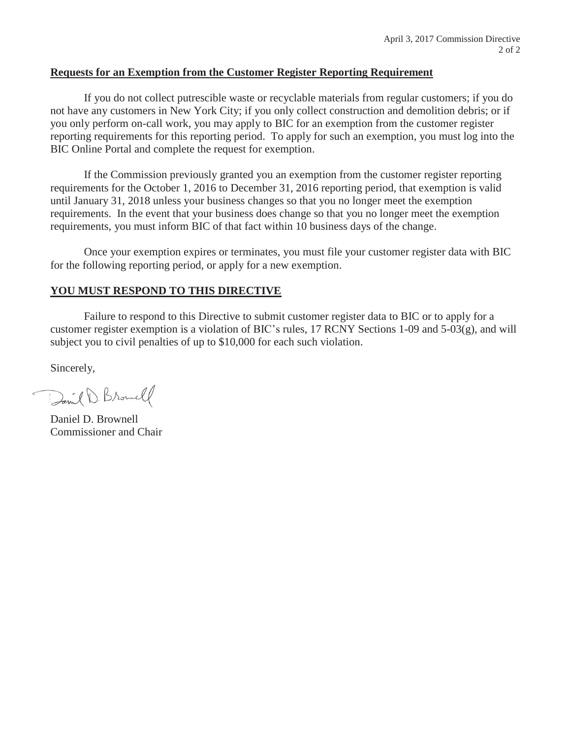## **Requests for an Exemption from the Customer Register Reporting Requirement**

If you do not collect putrescible waste or recyclable materials from regular customers; if you do not have any customers in New York City; if you only collect construction and demolition debris; or if you only perform on-call work, you may apply to BIC for an exemption from the customer register reporting requirements for this reporting period. To apply for such an exemption, you must log into the BIC Online Portal and complete the request for exemption.

If the Commission previously granted you an exemption from the customer register reporting requirements for the October 1, 2016 to December 31, 2016 reporting period, that exemption is valid until January 31, 2018 unless your business changes so that you no longer meet the exemption requirements. In the event that your business does change so that you no longer meet the exemption requirements, you must inform BIC of that fact within 10 business days of the change.

Once your exemption expires or terminates, you must file your customer register data with BIC for the following reporting period, or apply for a new exemption.

## **YOU MUST RESPOND TO THIS DIRECTIVE**

Failure to respond to this Directive to submit customer register data to BIC or to apply for a customer register exemption is a violation of BIC's rules, 17 RCNY Sections 1-09 and 5-03(g), and will subject you to civil penalties of up to $10,000 for each such violation.

Sincerely,

Daniel D. Brownell
Commissioner and Chair